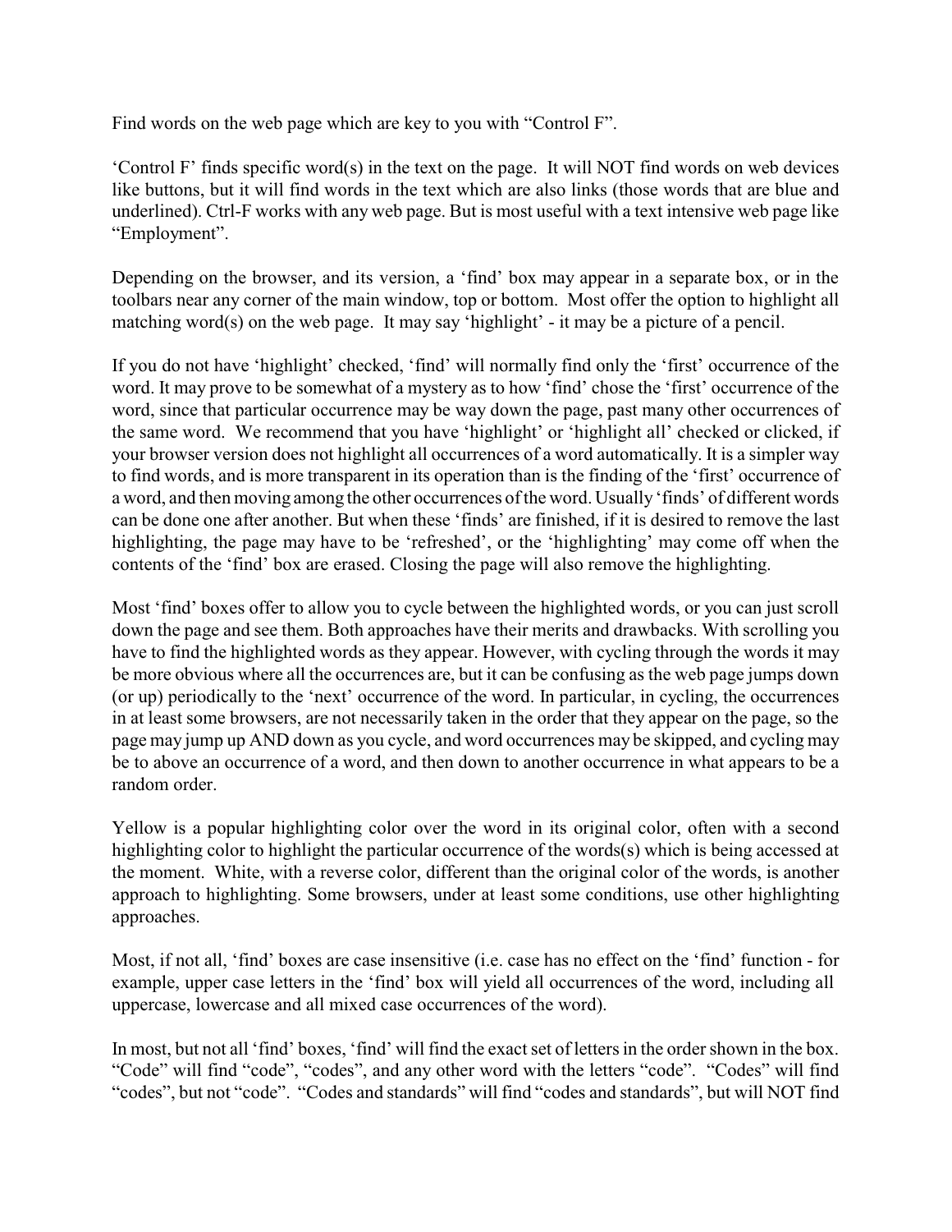Find words on the web page which are key to you with "Control F".

'Control F' finds specific word(s) in the text on the page. It will NOT find words on web devices like buttons, but it will find words in the text which are also links (those words that are blue and underlined). Ctrl-F works with any web page. But is most useful with a text intensive web page like "Employment".

Depending on the browser, and its version, a 'find' box may appear in a separate box, or in the toolbars near any corner of the main window, top or bottom. Most offer the option to highlight all matching word(s) on the web page. It may say 'highlight' - it may be a picture of a pencil.

If you do not have 'highlight' checked, 'find' will normally find only the 'first' occurrence of the word. It may prove to be somewhat of a mystery as to how 'find' chose the 'first' occurrence of the word, since that particular occurrence may be way down the page, past many other occurrences of the same word. We recommend that you have 'highlight' or 'highlight all' checked or clicked, if your browser version does not highlight all occurrences of a word automatically. It is a simpler way to find words, and is more transparent in its operation than is the finding of the 'first' occurrence of a word, and then moving among the other occurrences of the word. Usually 'finds' of different words can be done one after another. But when these 'finds' are finished, if it is desired to remove the last highlighting, the page may have to be 'refreshed', or the 'highlighting' may come off when the contents of the 'find' box are erased. Closing the page will also remove the highlighting.

Most 'find' boxes offer to allow you to cycle between the highlighted words, or you can just scroll down the page and see them. Both approaches have their merits and drawbacks. With scrolling you have to find the highlighted words as they appear. However, with cycling through the words it may be more obvious where all the occurrences are, but it can be confusing as the web page jumps down (or up) periodically to the 'next' occurrence of the word. In particular, in cycling, the occurrences in at least some browsers, are not necessarily taken in the order that they appear on the page, so the page may jump up AND down as you cycle, and word occurrences may be skipped, and cycling may be to above an occurrence of a word, and then down to another occurrence in what appears to be a random order.

Yellow is a popular highlighting color over the word in its original color, often with a second highlighting color to highlight the particular occurrence of the words(s) which is being accessed at the moment. White, with a reverse color, different than the original color of the words, is another approach to highlighting. Some browsers, under at least some conditions, use other highlighting approaches.

Most, if not all, 'find' boxes are case insensitive (i.e. case has no effect on the 'find' function - for example, upper case letters in the 'find' box will yield all occurrences of the word, including all uppercase, lowercase and all mixed case occurrences of the word).

In most, but not all 'find' boxes, 'find' will find the exact set of letters in the order shown in the box. "Code" will find "code", "codes", and any other word with the letters "code". "Codes" will find "codes", but not "code". "Codes and standards" will find "codes and standards", but will NOT find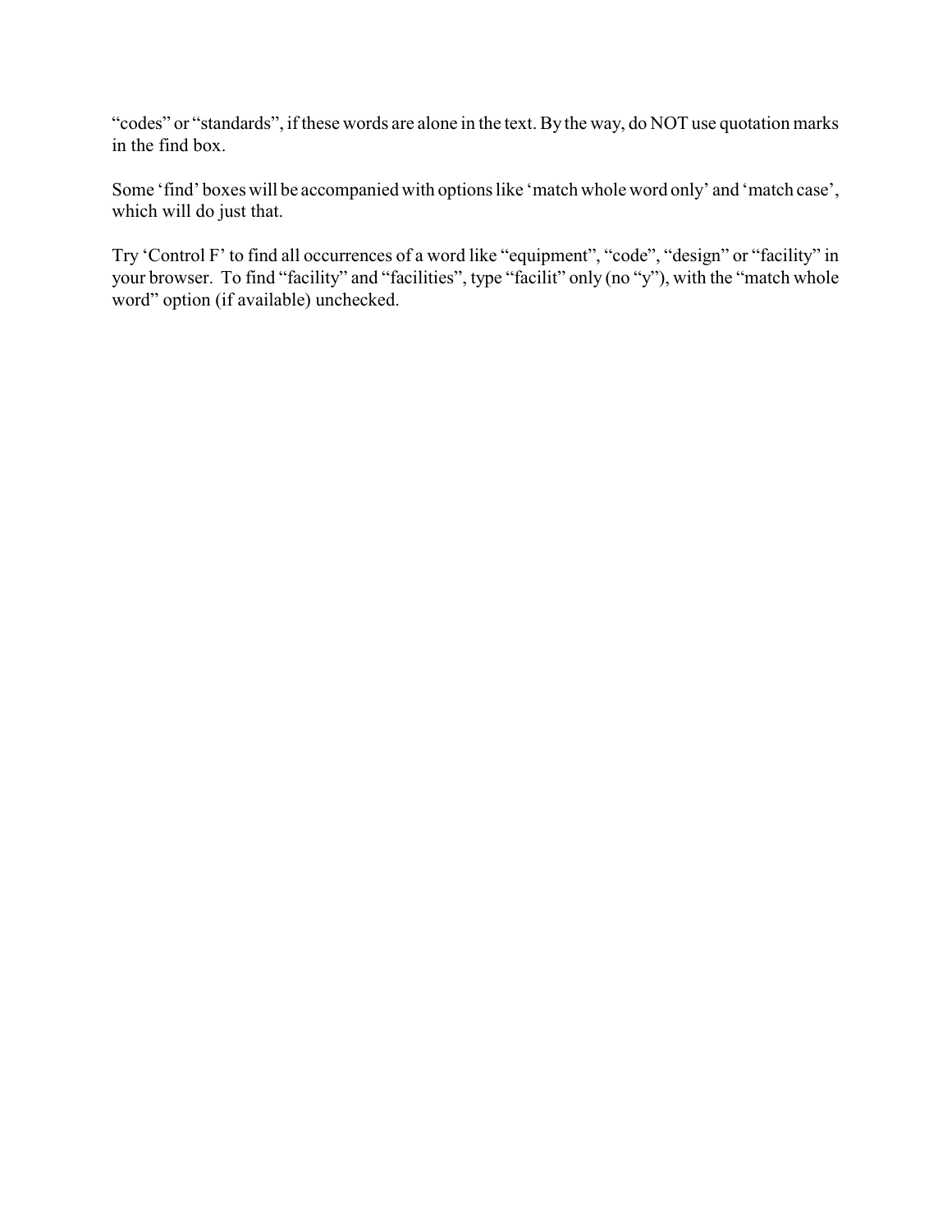“codes” or “standards”, if these words are alone in the text. By the way, do NOT use quotation marks in the find box.

Some ‘find’ boxes will be accompanied with options like ‘match whole word only’ and ‘match case’, which will do just that.

Try ‘Control F’ to find all occurrences of a word like “equipment”, “code”, “design” or “facility” in your browser. To find “facility” and “facilities”, type “facilit” only (no “y”), with the “match whole word” option (if available) unchecked.